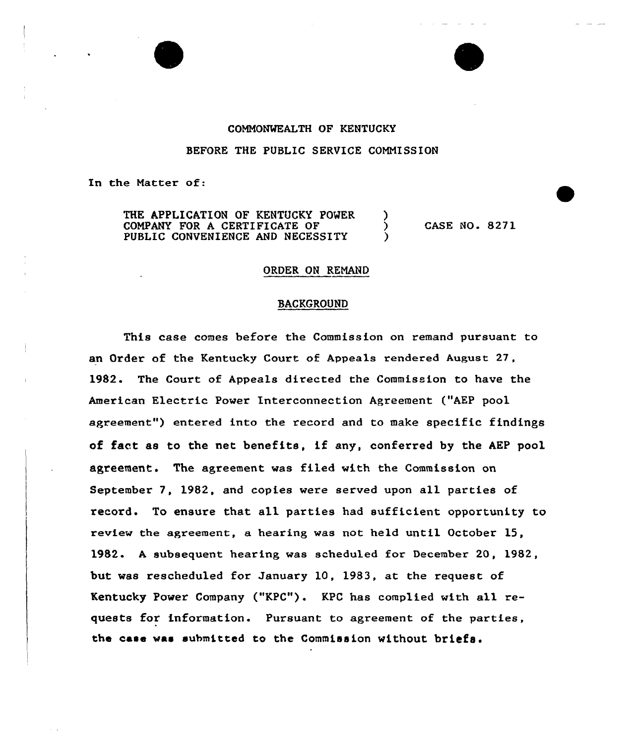COMMONWEALTH OF KENTUCKY

BEFORE THE PUBLIC SERVICE COMMISSION

In the Matter of:

| | | |
|---|---|---|
| THE APPLICATION OF KENTUCKY POWER COMPANY FOR A CERTIFICATE OF PUBLIC CONVENIENCE AND NECESSITY | ) ) ) | CASE NO. 8271 |

## ORDER ON REMAND

### BACKGROUND

This case comes before the Commission on remand pursuant to an Order of the Kentucky Court of Appeals rendered August 27, 1982. The Court of Appeals directed the Commission to have the American Electric Power Interconnection Agreement ("AEP pool agreement") entered into the record and to make specific findings of fact as to the net benefits, if any, conferred by the AEP pool agreement. The agreement was filed with the Commission on September 7, 1982, and copies were served upon all parties of record. To ensure that all parties had sufficient opportunity to review the agreement, a hearing was not held until October 15, 1982. A subsequent hearing was scheduled for December 20, 1982, but was rescheduled for January 10, 1983, at the request of Kentucky Power Company ("KPC"). KPC has complied with all requests for information. Pursuant to agreement of the parties, the case was submitted to the Commission without briefs.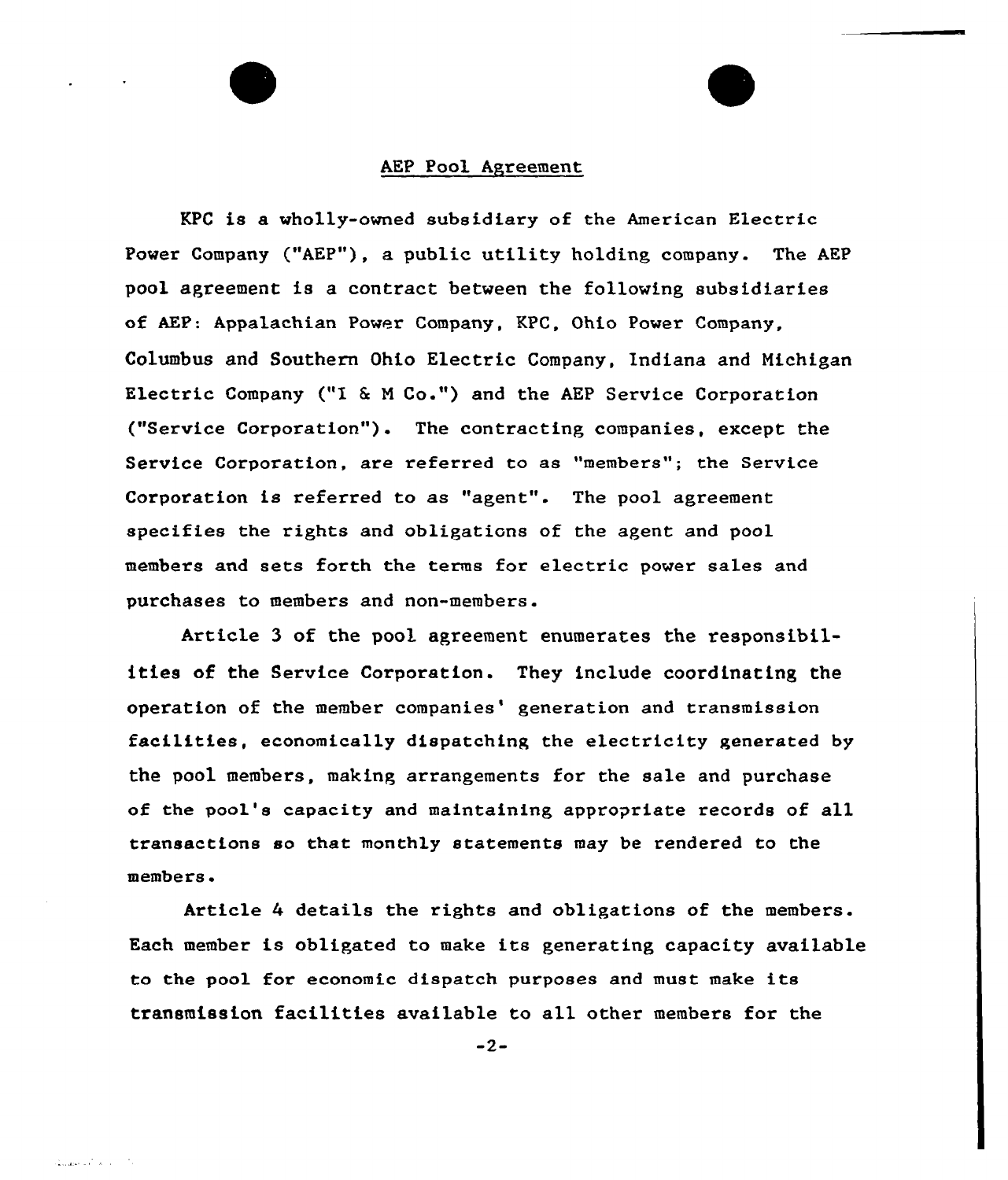## AEP Pool Agreement

KPC is a wholly-owned subsidiary of the American Electric Power Company ("AEP"), a public utility holding company. The AEP pool agreement is a contract between the following subsidiaries of AEP: Appalachian Power Company, KPC, Ohio Power Company, Columbus and Southern Ohio Electric Company, Indiana and Michigan Electric Company ("I & M Co.") and the AEP Service Corporation ("Service Corporation"). The contracting companies, except the Service Corporation, are referred to as "members"; the Service Corporation is referred to as "agent". The pool agreement specifies the rights and obligations of the agent and pool members and sets forth the terms for electric power sales and purchases to members and non-members.

Article 3 of the pool agreement enumerates the responsibilities of the Service Corporation. They include coordinating the operation of the member companies' generation and transmission facilities, economically dispatching the electricity generated by the pool members, making arrangements for the sale and purchase of the pool's capacity and maintaining appropriate records of all transactions so that monthly statements may be rendered to the members.

Article 4 details the rights and obligations of the members. Each member is obligated to make its generating capacity available to the pool for economic dispatch purposes and must make its transmission facilities available to all other members for the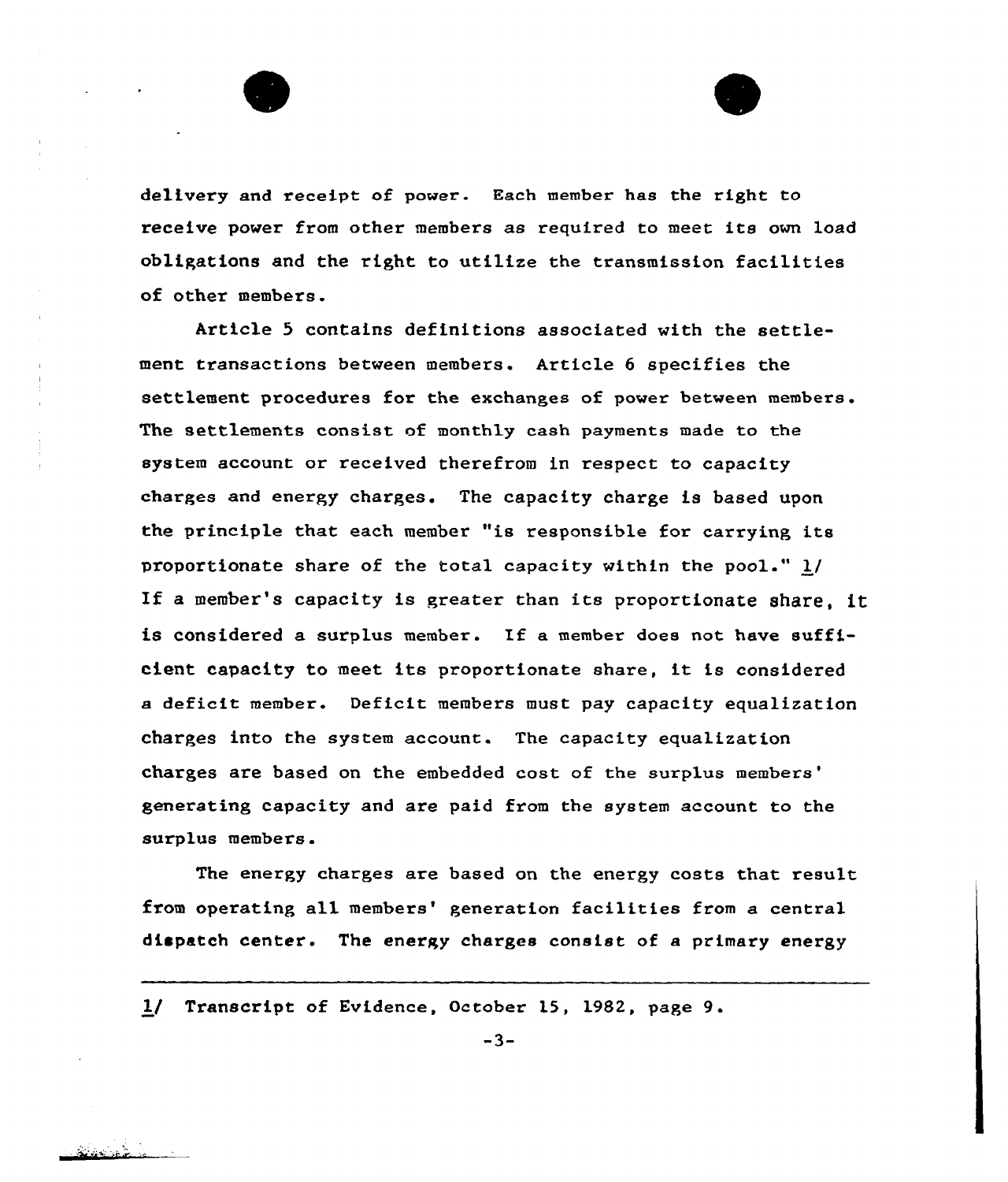delivery and receipt of power. Each member has the right to receive power from other members as required to meet its own load obligations and the right to utilize the transmission facilities of other members.

Article 5 contains definitions associated with the settlement transactions between members. Article 6 specifies the settlement procedures for the exchanges of power between members. The settlements consist of monthly cash payments made to the system account or received therefrom in respect to capacity charges and energy charges. The capacity charge is based upon the principle that each member "is responsible for carrying its proportionate share of the total capacity within the pool." 1/ If a member's capacity is greater than its proportionate share, it is considered a surplus member. If a member does not have sufficient capacity to meet its proportionate share, it is considered a deficit member. Deficit members must pay capacity equalization charges into the system account. The capacity equalization charges are based on the embedded cost of the surplus members' generating capacity and are paid from the system account to the surplus members.

The energy charges are based on the energy costs that result from operating all members' generation facilities from a central dispatch center. The energy charges consist of a primary energy

---

1/ Transcript of Evidence, October 15, 1982, page 9.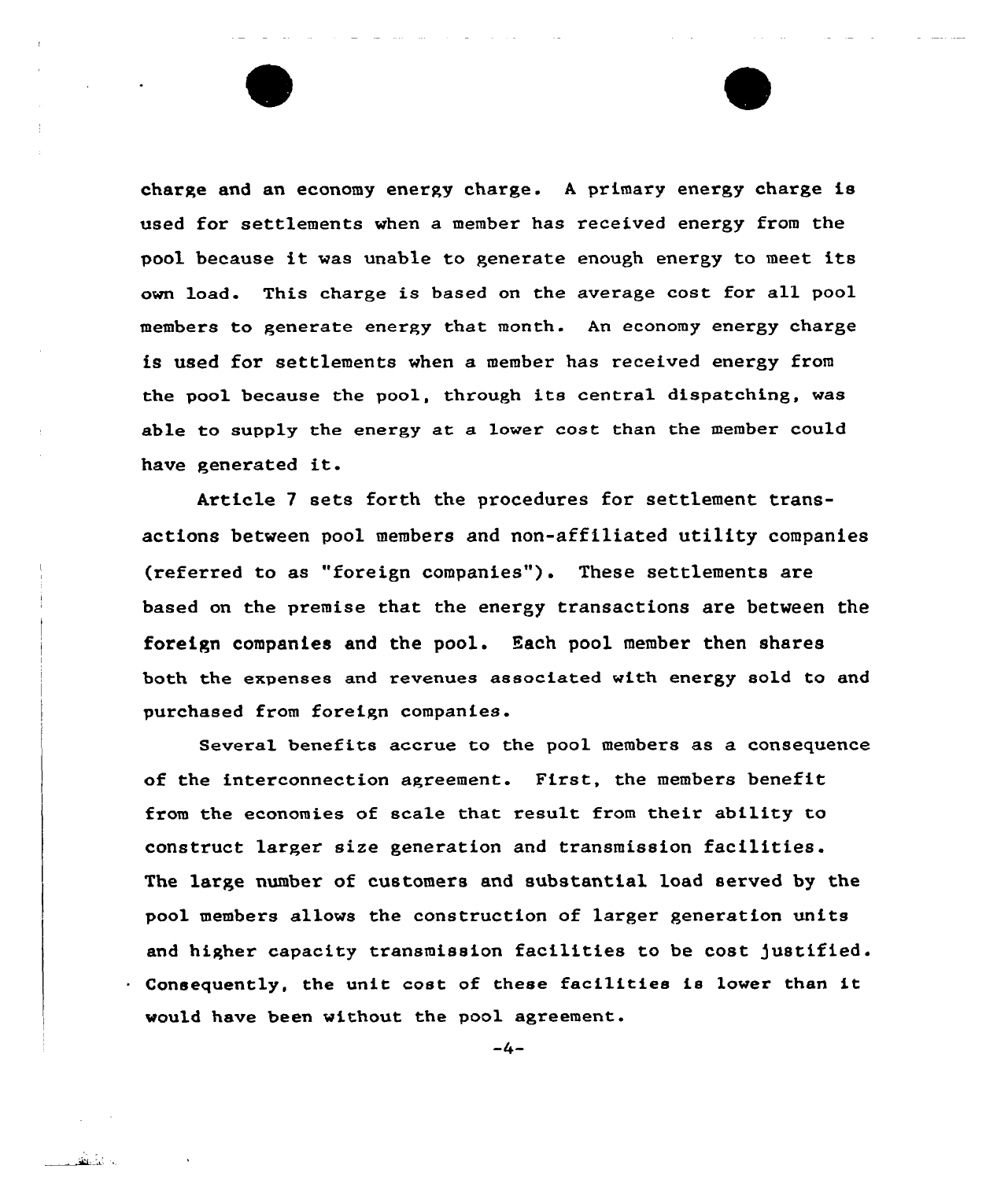charge and an economy energy charge. A primary energy charge is used for settlements when a member has received energy from the pool because it was unable to generate enough energy to meet its own load. This charge is based on the average cost for all pool members to generate energy that month. An economy energy charge is used for settlements when a member has received energy from the pool because the pool, through its central dispatching, was able to supply the energy at a lower cost than the member could have generated it.

Article 7 sets forth the procedures for settlement transactions between pool members and non-affiliated utility companies (referred to as "foreign companies"). These settlements are based on the premise that the energy transactions are between the foreign companies and the pool. Each pool member then shares both the expenses and revenues associated with energy sold to and purchased from foreign companies.

Several benefits accrue to the pool members as a consequence of the interconnection agreement. First, the members benefit from the economies of scale that result from their ability to construct larger size generation and transmission facilities. The large number of customers and substantial load served by the pool members allows the construction of larger generation units and higher capacity transmission facilities to be cost justified. Consequently, the unit cost of these facilities is lower than it would have been without the pool agreement.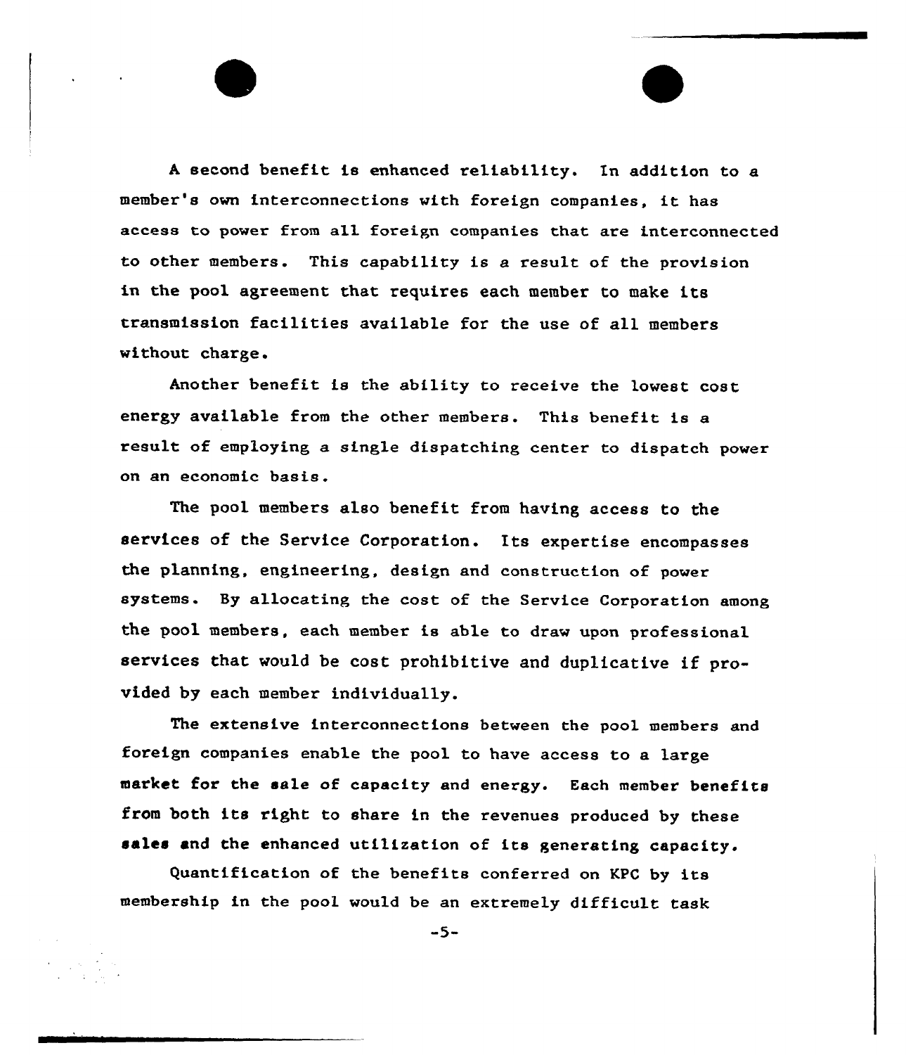A second benefit is enhanced reliability. In addition to a member's own interconnections with foreign companies, it has access to power from all foreign companies that are interconnected to other members. This capability is a result of the provision in the pool agreement that requires each member to make its transmission facilities available for the use of all members without charge.

Another benefit is the ability to receive the lowest cost energy available from the other members. This benefit is a result of employing a single dispatching center to dispatch power on an economic basis.

The pool members also benefit from having access to the services of the Service Corporation. Its expertise encompasses the planning, engineering, design and construction of power systems. By allocating the cost of the Service Corporation among the pool members, each member is able to draw upon professional services that would be cost prohibitive and duplicative if provided by each member individually.

The extensive interconnections between the pool members and foreign companies enable the pool to have access to a large market for the sale of capacity and energy. Each member benefits from both its right to share in the revenues produced by these sales and the enhanced utilization of its generating capacity.

Quantification of the benefits conferred on KPC by its membership in the pool would be an extremely difficult task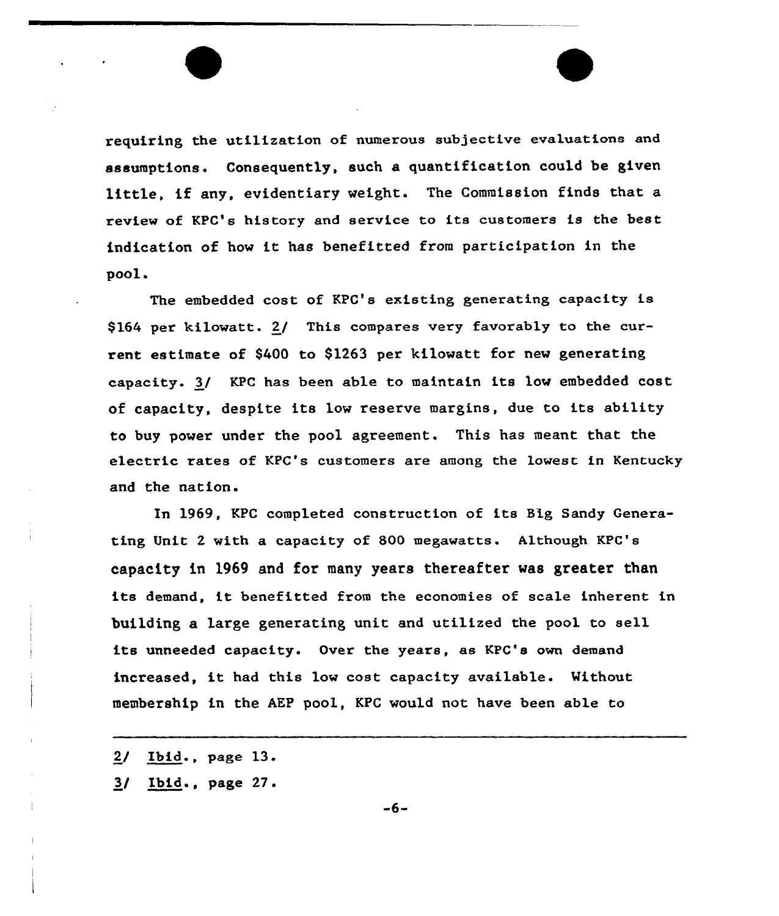requiring the utilization of numerous subjective evaluations and assumptions. Consequently, such a quantification could be given little, if any, evidentiary weight. The Commission finds that a review of KPC's history and service to its customers is the best indication of how it has benefitted from participation in the pool.

The embedded cost of KPC's existing generating capacity is $164 per kilowatt. 2/ This compares very favorably to the current estimate of $400 to $1263 per kilowatt for new generating capacity. 3/ KPC has been able to maintain its low embedded cost of capacity, despite its low reserve margins, due to its ability to buy power under the pool agreement. This has meant that the electric rates of KPC's customers are among the lowest in Kentucky and the nation.

In 1969, KPC completed construction of its Big Sandy Generating Unit 2 with a capacity of 800 megawatts. Although KPC's capacity in 1969 and for many years thereafter was greater than its demand, it benefitted from the economies of scale inherent in building a large generating unit and utilized the pool to sell its unneeded capacity. Over the years, as KPC's own demand increased, it had this low cost capacity available. Without membership in the AEP pool, KPC would not have been able to

---

2/ Ibid., page 13.

3/ Ibid., page 27.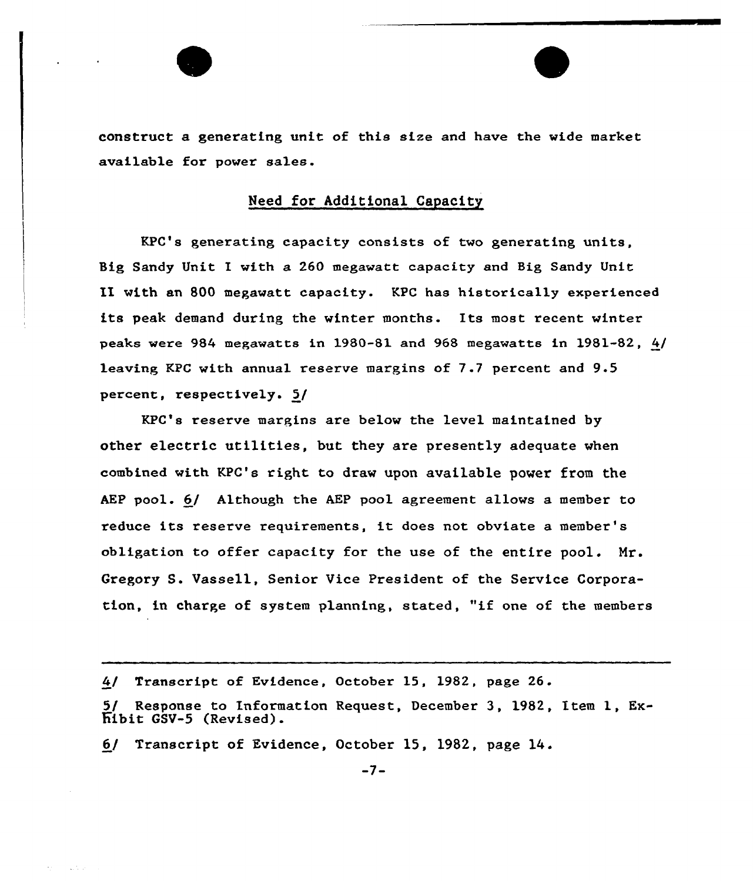construct a generating unit of this size and have the wide market available for power sales.

## Need for Additional Capacity

KPC's generating capacity consists of two generating units, Big Sandy Unit I with a 260 megawatt capacity and Big Sandy Unit II with an 800 megawatt capacity. KPC has historically experienced its peak demand during the winter months. Its most recent winter peaks were 984 megawatts in 1980-81 and 968 megawatts in 1981-82, 4/ leaving KPC with annual reserve margins of 7.7 percent and 9.5 percent, respectively. 5/

KPC's reserve margins are below the level maintained by other electric utilities, but they are presently adequate when combined with KPC's right to draw upon available power from the AEP pool. 6/ Although the AEP pool agreement allows a member to reduce its reserve requirements, it does not obviate a member's obligation to offer capacity for the use of the entire pool. Mr. Gregory S. Vassell, Senior Vice President of the Service Corporation, in charge of system planning, stated, "if one of the members

---

4/ Transcript of Evidence, October 15, 1982, page 26.

5/ Response to Information Request, December 3, 1982, Item 1, Exhibit GSV-5 (Revised).

6/ Transcript of Evidence, October 15, 1982, page 14.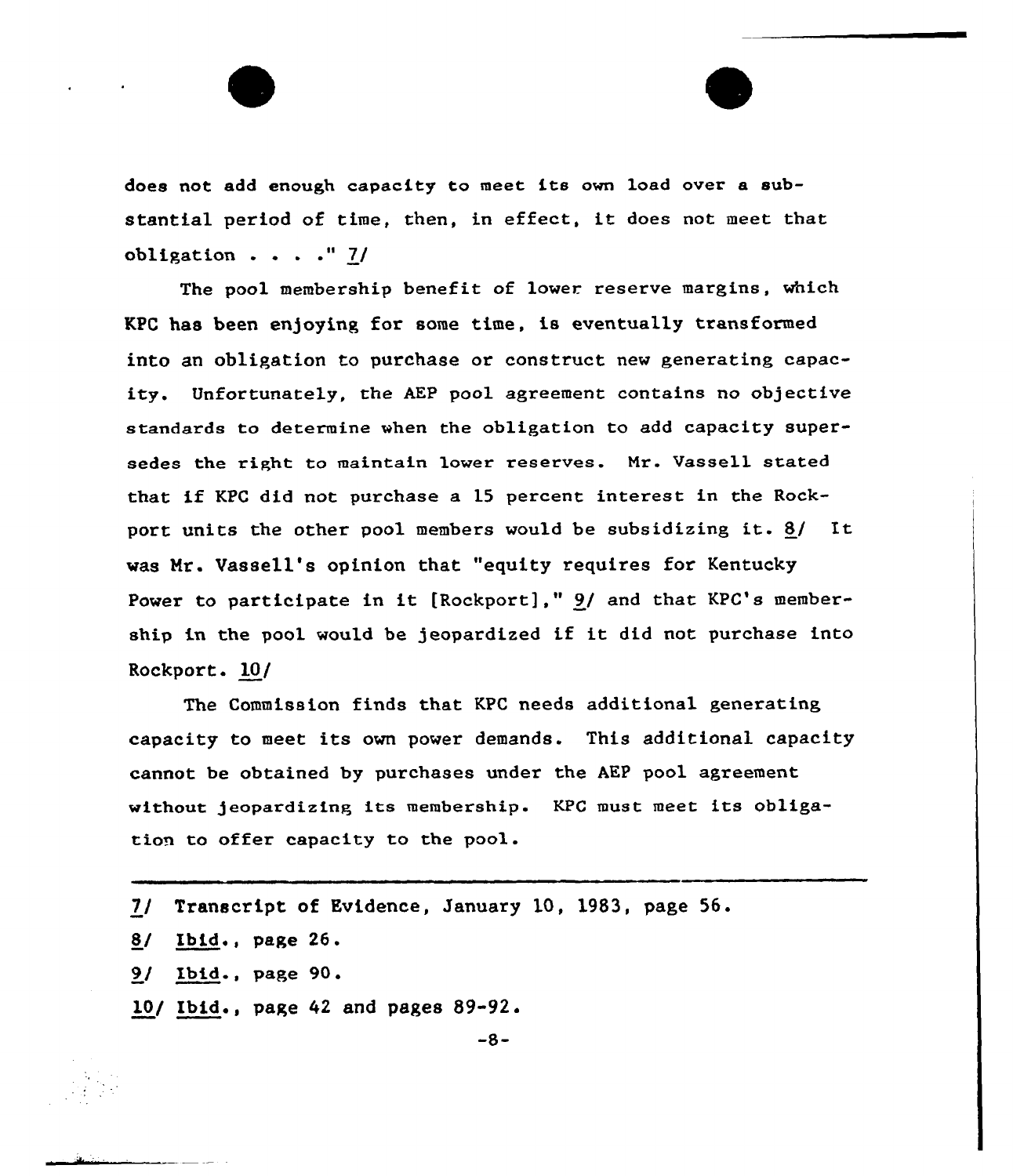does not add enough capacity to meet its own load over a substantial period of time, then, in effect, it does not meet that obligation . . . ." 7/

The pool membership benefit of lower reserve margins, which KPC has been enjoying for some time, is eventually transformed into an obligation to purchase or construct new generating capacity. Unfortunately, the AEP pool agreement contains no objective standards to determine when the obligation to add capacity supersedes the right to maintain lower reserves. Mr. Vassell stated that if KPC did not purchase a 15 percent interest in the Rockport units the other pool members would be subsidizing it. 8/ It was Mr. Vassell's opinion that "equity requires for Kentucky Power to participate in it [Rockport]," 9/ and that KPC's membership in the pool would be jeopardized if it did not purchase into Rockport. 10/

The Commission finds that KPC needs additional generating capacity to meet its own power demands. This additional capacity cannot be obtained by purchases under the AEP pool agreement without jeopardizing its membership. KPC must meet its obligation to offer capacity to the pool.

---

7/ Transcript of Evidence, January 10, 1983, page 56.

8/ Ibid., page 26.

9/ Ibid., page 90.

10/ Ibid., page 42 and pages 89-92.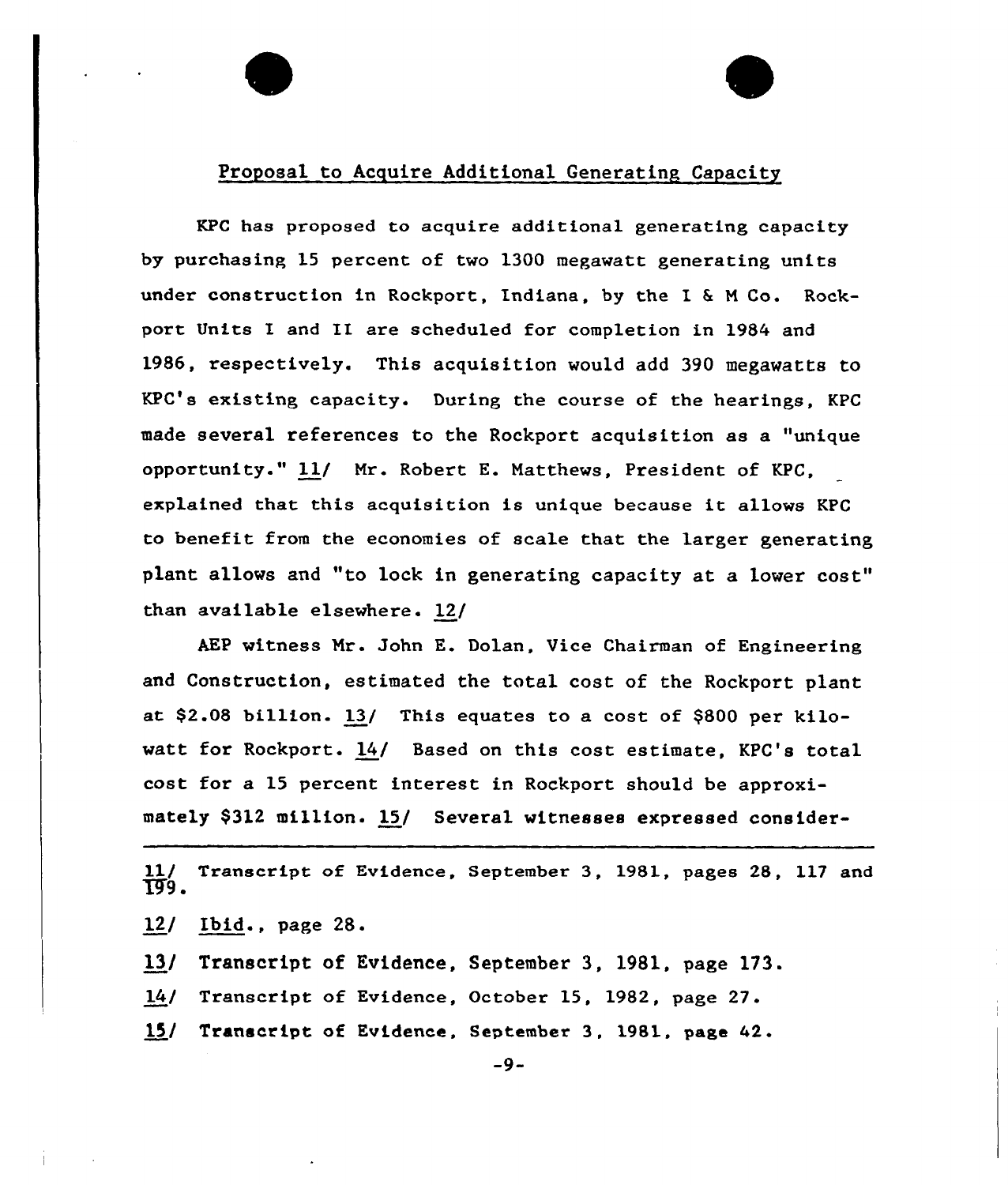## Proposal to Acquire Additional Generating Capacity

KPC has proposed to acquire additional generating capacity by purchasing 15 percent of two 1300 megawatt generating units under construction in Rockport, Indiana, by the I & M Co. Rockport Units I and II are scheduled for completion in 1984 and 1986, respectively. This acquisition would add 390 megawatts to KPC's existing capacity. During the course of the hearings, KPC made several references to the Rockport acquisition as a "unique opportunity." 11/ Mr. Robert E. Matthews, President of KPC, explained that this acquisition is unique because it allows KPC to benefit from the economies of scale that the larger generating plant allows and "to lock in generating capacity at a lower cost" than available elsewhere. 12/

AEP witness Mr. John E. Dolan, Vice Chairman of Engineering and Construction, estimated the total cost of the Rockport plant at $2.08 billion. 13/ This equates to a cost of $800 per kilowatt for Rockport. 14/ Based on this cost estimate, KPC's total cost for a 15 percent interest in Rockport should be approximately $312 million. 15/ Several witnesses expressed consider-

---

11/ Transcript of Evidence, September 3, 1981, pages 28, 117 and 199.

12/ Ibid., page 28.

13/ Transcript of Evidence, September 3, 1981, page 173.

14/ Transcript of Evidence, October 15, 1982, page 27.

15/ Transcript of Evidence, September 3, 1981, page 42.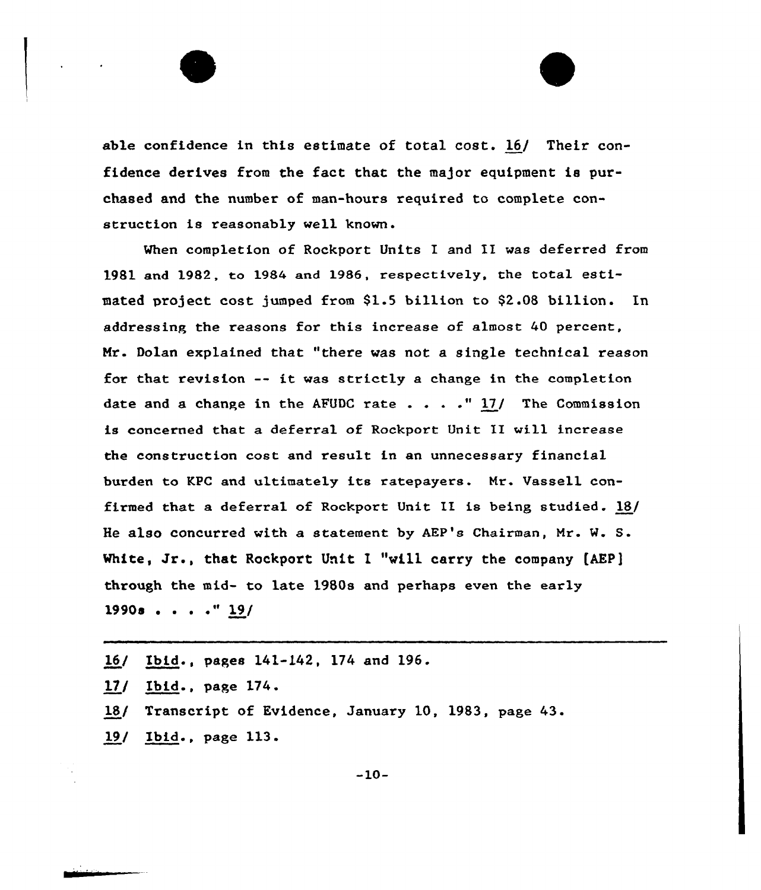able confidence in this estimate of total cost. 16/ Their confidence derives from the fact that the major equipment is purchased and the number of man-hours required to complete construction is reasonably well known.

When completion of Rockport Units I and II was deferred from 1981 and 1982, to 1984 and 1986, respectively, the total estimated project cost jumped from $1.5 billion to $2.08 billion. In addressing the reasons for this increase of almost 40 percent, Mr. Dolan explained that "there was not a single technical reason for that revision -- it was strictly a change in the completion date and a change in the AFUDC rate . . . ." 17/ The Commission is concerned that a deferral of Rockport Unit II will increase the construction cost and result in an unnecessary financial burden to KPC and ultimately its ratepayers. Mr. Vassell confirmed that a deferral of Rockport Unit II is being studied. 18/ He also concurred with a statement by AEP's Chairman, Mr. W. S. White, Jr., that Rockport Unit I "will carry the company [AEP] through the mid- to late 1980s and perhaps even the early 1990s . . . ." 19/

---

16/ Ibid., pages 141-142, 174 and 196.

17/ Ibid., page 174.

18/ Transcript of Evidence, January 10, 1983, page 43.

19/ Ibid., page 113.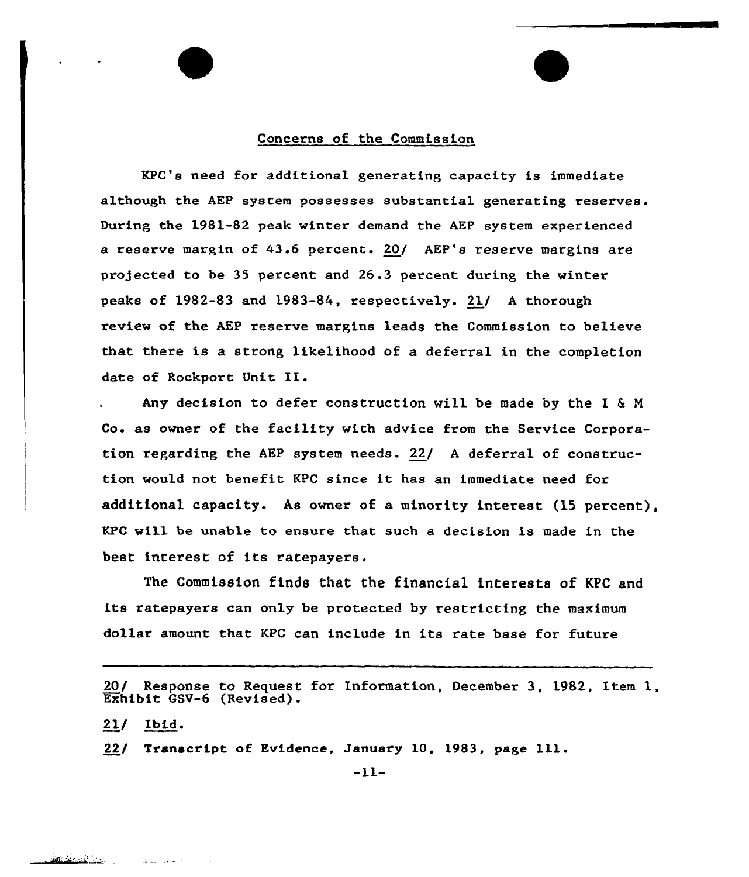## Concerns of the Commission

KPC's need for additional generating capacity is immediate although the AEP system possesses substantial generating reserves. During the 1981-82 peak winter demand the AEP system experienced a reserve margin of 43.6 percent. 20/ AEP's reserve margins are projected to be 35 percent and 26.3 percent during the winter peaks of 1982-83 and 1983-84, respectively. 21/ A thorough review of the AEP reserve margins leads the Commission to believe that there is a strong likelihood of a deferral in the completion date of Rockport Unit II.

Any decision to defer construction will be made by the I & M Co. as owner of the facility with advice from the Service Corporation regarding the AEP system needs. 22/ A deferral of construction would not benefit KPC since it has an immediate need for additional capacity. As owner of a minority interest (15 percent), KPC will be unable to ensure that such a decision is made in the best interest of its ratepayers.

The Commission finds that the financial interests of KPC and its ratepayers can only be protected by restricting the maximum dollar amount that KPC can include in its rate base for future

---

20/ Response to Request for Information, December 3, 1982, Item 1, Exhibit GSV-6 (Revised).

21/ Ibid.

22/ Transcript of Evidence, January 10, 1983, page 111.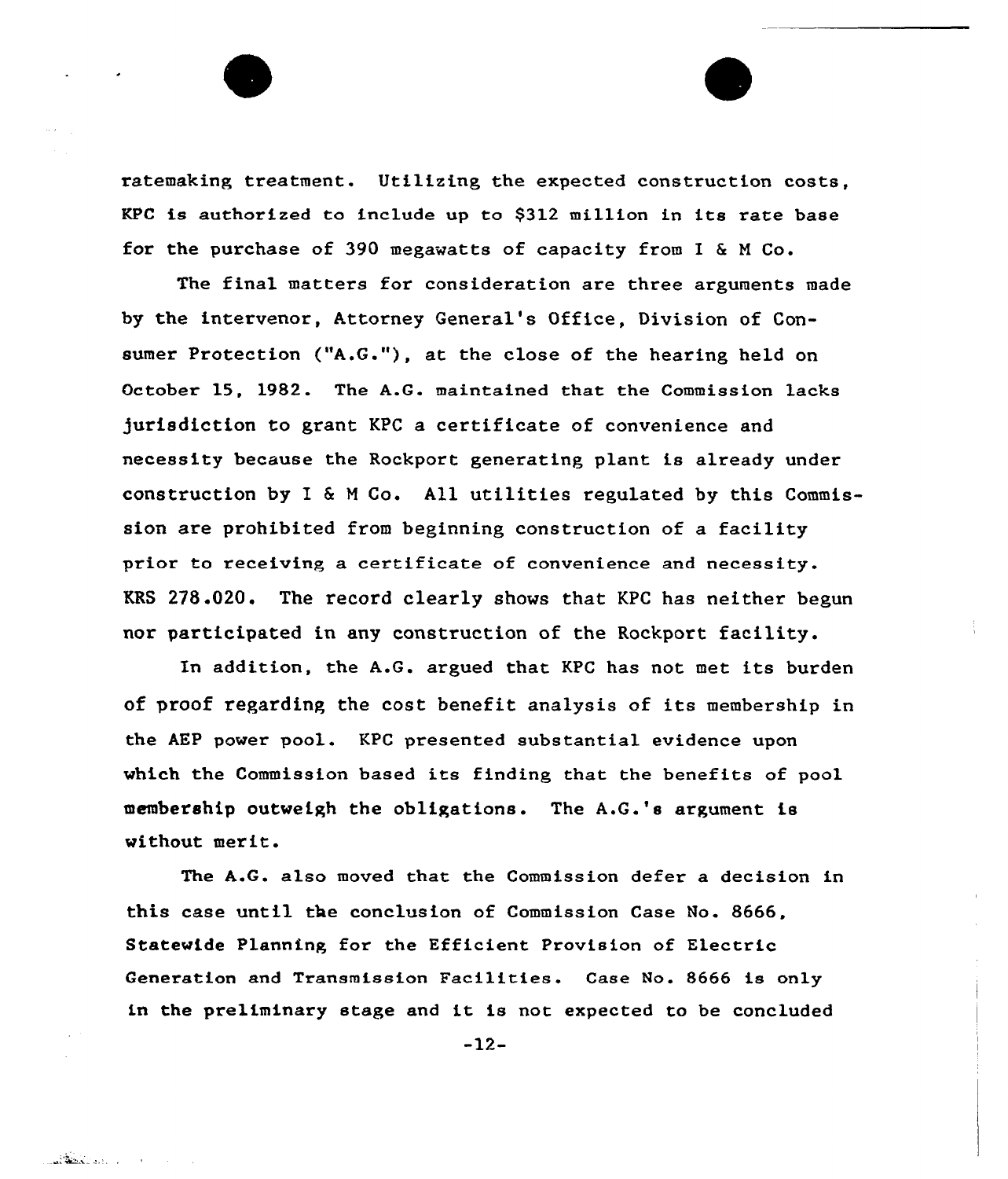ratemaking treatment. Utilizing the expected construction costs, KPC is authorized to include up to $312 million in its rate base for the purchase of 390 megawatts of capacity from I & M Co.

The final matters for consideration are three arguments made by the intervenor, Attorney General's Office, Division of Consumer Protection ("A.G."), at the close of the hearing held on October 15, 1982. The A.G. maintained that the Commission lacks jurisdiction to grant KPC a certificate of convenience and necessity because the Rockport generating plant is already under construction by I & M Co. All utilities regulated by this Commission are prohibited from beginning construction of a facility prior to receiving a certificate of convenience and necessity. KRS 278.020. The record clearly shows that KPC has neither begun nor participated in any construction of the Rockport facility.

In addition, the A.G. argued that KPC has not met its burden of proof regarding the cost benefit analysis of its membership in the AEP power pool. KPC presented substantial evidence upon which the Commission based its finding that the benefits of pool membership outweigh the obligations. The A.G.'s argument is without merit.

The A.G. also moved that the Commission defer a decision in this case until the conclusion of Commission Case No. 8666, Statewide Planning for the Efficient Provision of Electric Generation and Transmission Facilities. Case No. 8666 is only in the preliminary stage and it is not expected to be concluded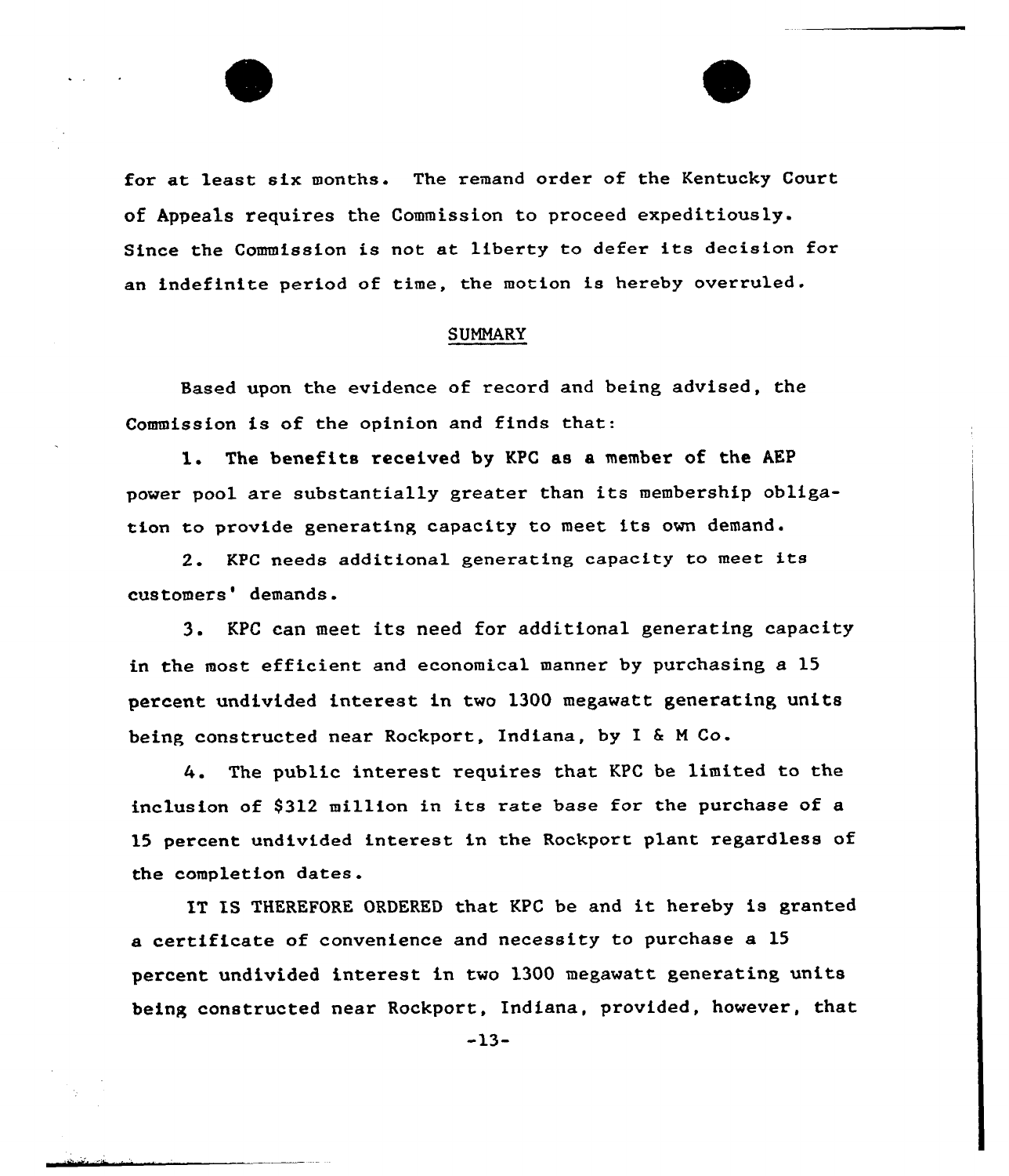for at least six months. The remand order of the Kentucky Court of Appeals requires the Commission to proceed expeditiously. Since the Commission is not at liberty to defer its decision for an indefinite period of time, the motion is hereby overruled.

## SUMMARY

Based upon the evidence of record and being advised, the Commission is of the opinion and finds that:

1. The benefits received by KPC as a member of the AEP power pool are substantially greater than its membership obligation to provide generating capacity to meet its own demand.

2. KPC needs additional generating capacity to meet its customers' demands.

3. KPC can meet its need for additional generating capacity in the most efficient and economical manner by purchasing a 15 percent undivided interest in two 1300 megawatt generating units being constructed near Rockport, Indiana, by I & M Co.

4. The public interest requires that KPC be limited to the inclusion of $312 million in its rate base for the purchase of a 15 percent undivided interest in the Rockport plant regardless of the completion dates.

IT IS THEREFORE ORDERED that KPC be and it hereby is granted a certificate of convenience and necessity to purchase a 15 percent undivided interest in two 1300 megawatt generating units being constructed near Rockport, Indiana, provided, however, that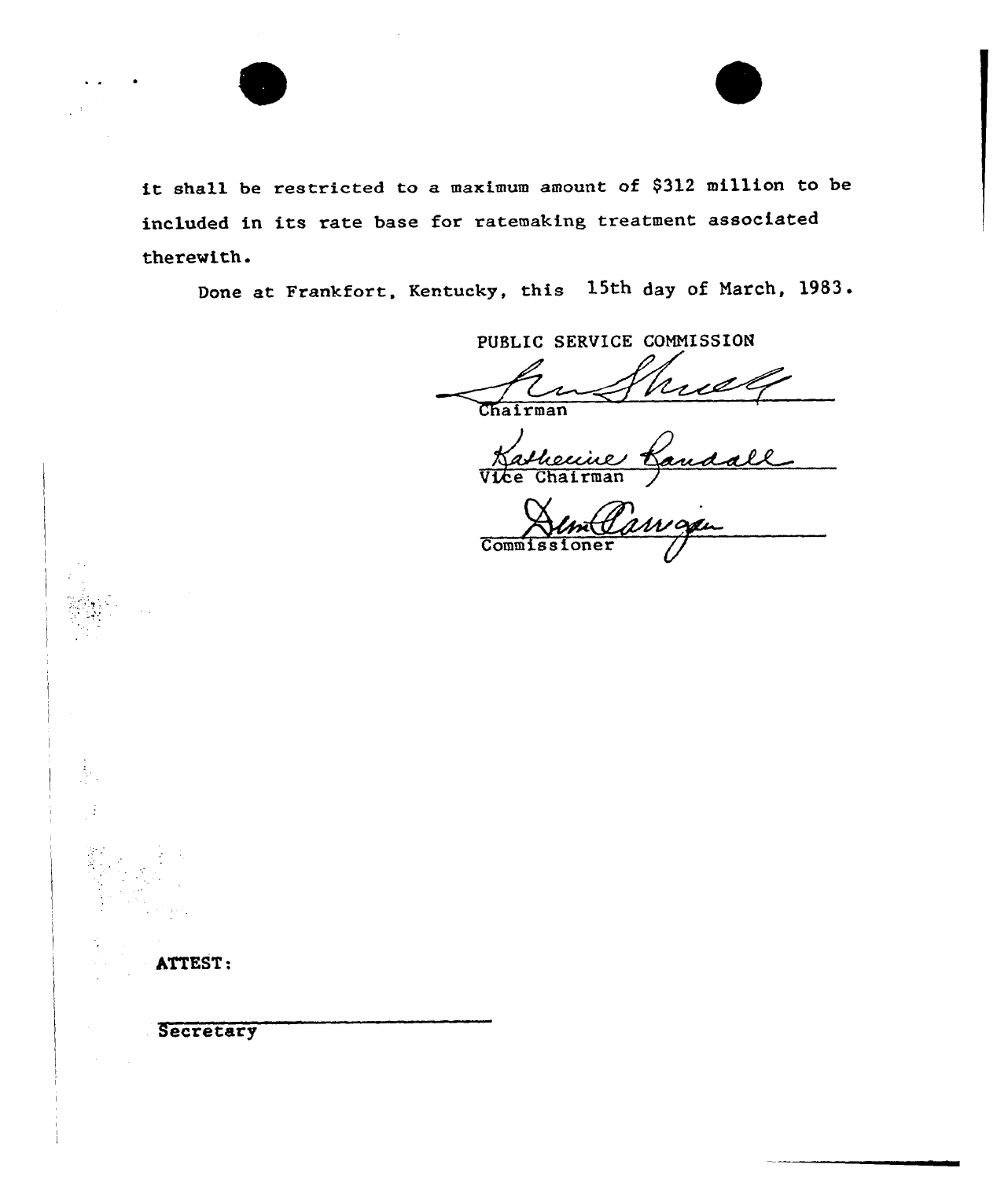it shall be restricted to a maximum amount of $312 million to be included in its rate base for ratemaking treatment associated therewith.

Done at Frankfort, Kentucky, this 15th day of March, 1983.

PUBLIC SERVICE COMMISSION

Chairman

Vice Chairman

Commissioner

ATTEST:

Secretary